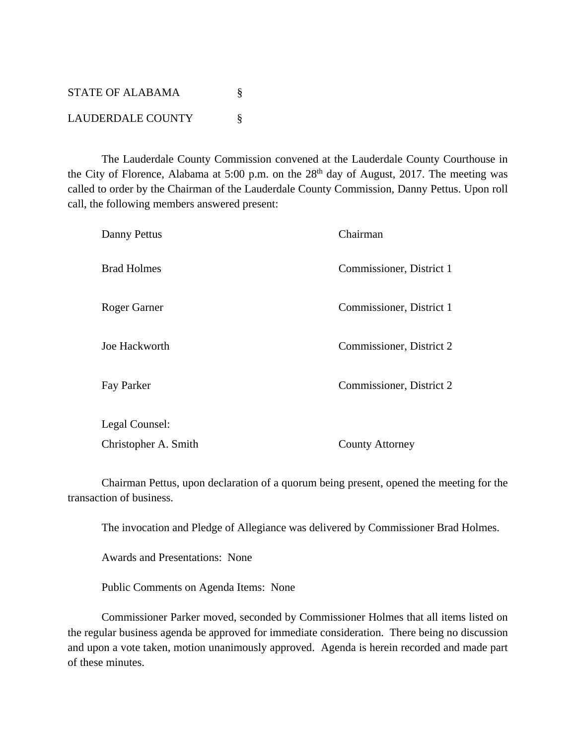STATE OF ALABAMA §

LAUDERDALE COUNTY §

The Lauderdale County Commission convened at the Lauderdale County Courthouse in the City of Florence, Alabama at 5:00 p.m. on the 28th day of August, 2017. The meeting was called to order by the Chairman of the Lauderdale County Commission, Danny Pettus. Upon roll call, the following members answered present:

| | |
|---|---|
| Danny Pettus | Chairman |
| Brad Holmes | Commissioner, District 1 |
| Roger Garner | Commissioner, District 1 |
| Joe Hackworth | Commissioner, District 2 |
| Fay Parker | Commissioner, District 2 |
| Legal Counsel: | |
| Christopher A. Smith | County Attorney |

Chairman Pettus, upon declaration of a quorum being present, opened the meeting for the transaction of business.

The invocation and Pledge of Allegiance was delivered by Commissioner Brad Holmes.

Awards and Presentations: None

Public Comments on Agenda Items: None

Commissioner Parker moved, seconded by Commissioner Holmes that all items listed on the regular business agenda be approved for immediate consideration. There being no discussion and upon a vote taken, motion unanimously approved. Agenda is herein recorded and made part of these minutes.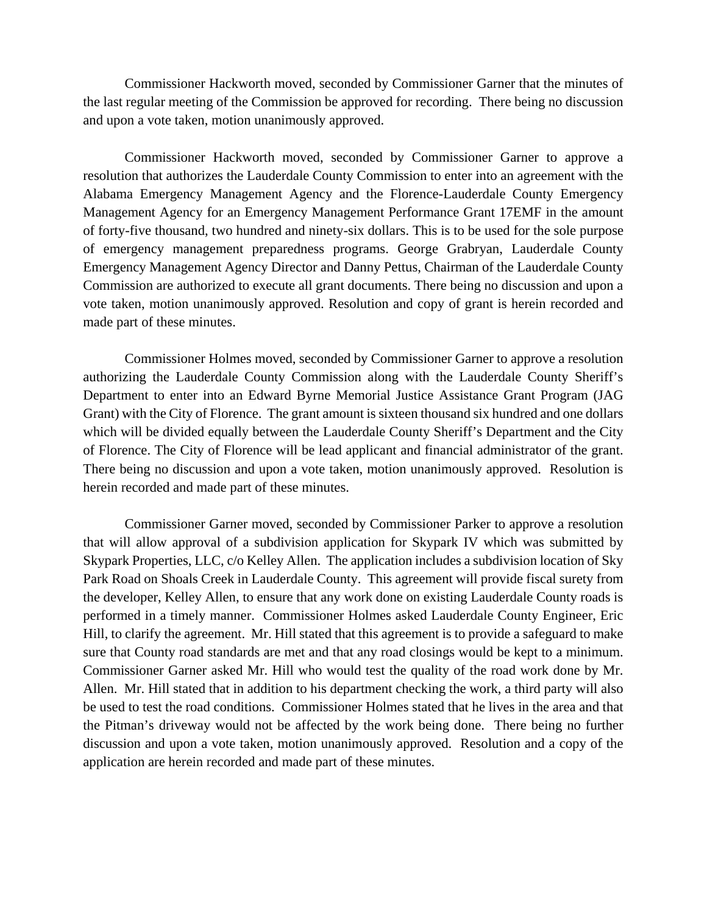Commissioner Hackworth moved, seconded by Commissioner Garner that the minutes of the last regular meeting of the Commission be approved for recording. There being no discussion and upon a vote taken, motion unanimously approved.

Commissioner Hackworth moved, seconded by Commissioner Garner to approve a resolution that authorizes the Lauderdale County Commission to enter into an agreement with the Alabama Emergency Management Agency and the Florence-Lauderdale County Emergency Management Agency for an Emergency Management Performance Grant 17EMF in the amount of forty-five thousand, two hundred and ninety-six dollars. This is to be used for the sole purpose of emergency management preparedness programs. George Grabryan, Lauderdale County Emergency Management Agency Director and Danny Pettus, Chairman of the Lauderdale County Commission are authorized to execute all grant documents. There being no discussion and upon a vote taken, motion unanimously approved. Resolution and copy of grant is herein recorded and made part of these minutes.

Commissioner Holmes moved, seconded by Commissioner Garner to approve a resolution authorizing the Lauderdale County Commission along with the Lauderdale County Sheriff's Department to enter into an Edward Byrne Memorial Justice Assistance Grant Program (JAG Grant) with the City of Florence. The grant amount is sixteen thousand six hundred and one dollars which will be divided equally between the Lauderdale County Sheriff's Department and the City of Florence. The City of Florence will be lead applicant and financial administrator of the grant. There being no discussion and upon a vote taken, motion unanimously approved. Resolution is herein recorded and made part of these minutes.

Commissioner Garner moved, seconded by Commissioner Parker to approve a resolution that will allow approval of a subdivision application for Skypark IV which was submitted by Skypark Properties, LLC, c/o Kelley Allen. The application includes a subdivision location of Sky Park Road on Shoals Creek in Lauderdale County. This agreement will provide fiscal surety from the developer, Kelley Allen, to ensure that any work done on existing Lauderdale County roads is performed in a timely manner. Commissioner Holmes asked Lauderdale County Engineer, Eric Hill, to clarify the agreement. Mr. Hill stated that this agreement is to provide a safeguard to make sure that County road standards are met and that any road closings would be kept to a minimum. Commissioner Garner asked Mr. Hill who would test the quality of the road work done by Mr. Allen. Mr. Hill stated that in addition to his department checking the work, a third party will also be used to test the road conditions. Commissioner Holmes stated that he lives in the area and that the Pitman's driveway would not be affected by the work being done. There being no further discussion and upon a vote taken, motion unanimously approved. Resolution and a copy of the application are herein recorded and made part of these minutes.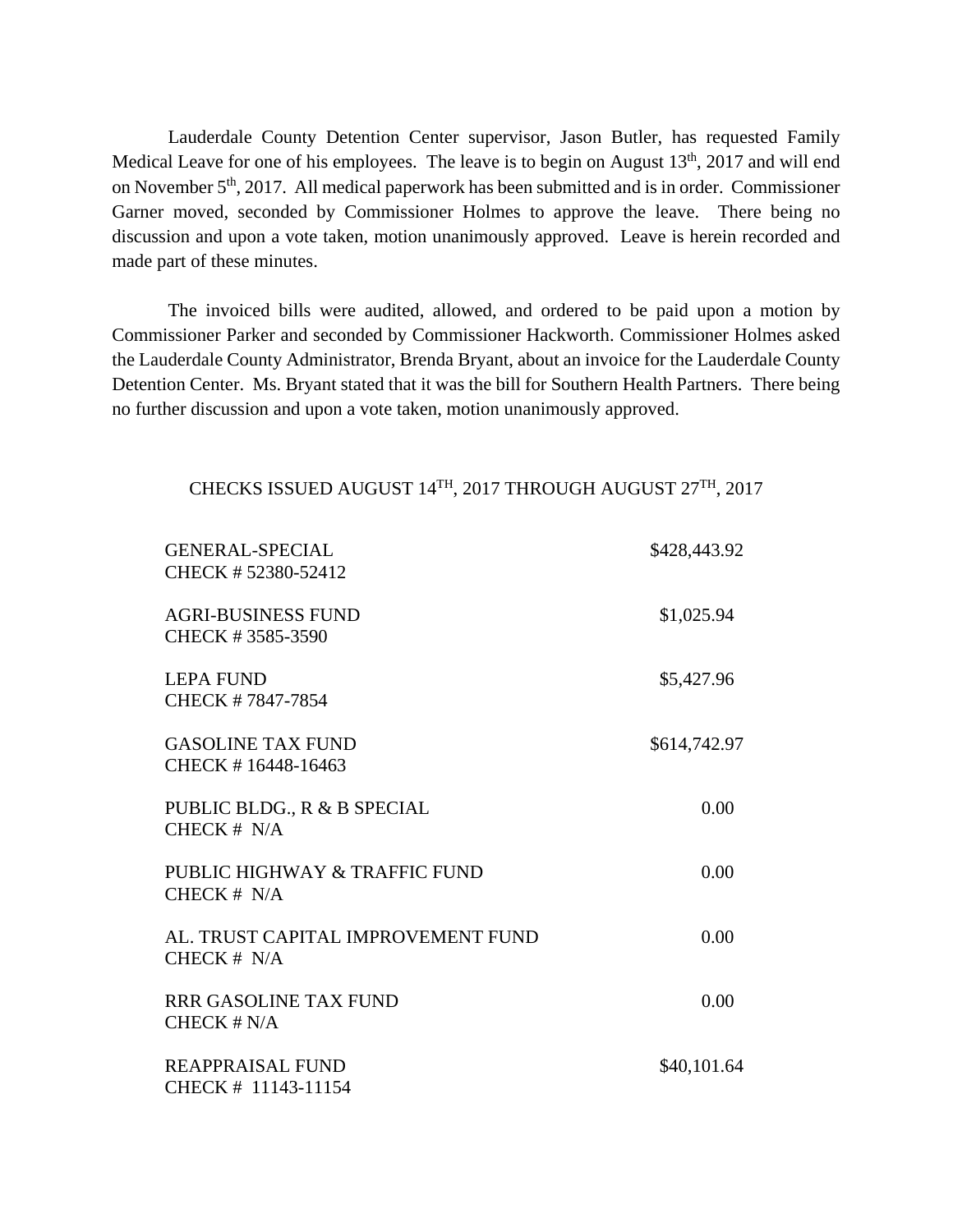Lauderdale County Detention Center supervisor, Jason Butler, has requested Family Medical Leave for one of his employees. The leave is to begin on August 13th, 2017 and will end on November 5th, 2017. All medical paperwork has been submitted and is in order. Commissioner Garner moved, seconded by Commissioner Holmes to approve the leave. There being no discussion and upon a vote taken, motion unanimously approved. Leave is herein recorded and made part of these minutes.

The invoiced bills were audited, allowed, and ordered to be paid upon a motion by Commissioner Parker and seconded by Commissioner Hackworth. Commissioner Holmes asked the Lauderdale County Administrator, Brenda Bryant, about an invoice for the Lauderdale County Detention Center. Ms. Bryant stated that it was the bill for Southern Health Partners. There being no further discussion and upon a vote taken, motion unanimously approved.

CHECKS ISSUED AUGUST 14TH, 2017 THROUGH AUGUST 27TH, 2017

| | |
|---|---|
| GENERAL-SPECIAL<br>CHECK # 52380-52412 | $428,443.92 |
| AGRI-BUSINESS FUND<br>CHECK # 3585-3590 | $1,025.94 |
| LEPA FUND<br>CHECK # 7847-7854 | $5,427.96 |
| GASOLINE TAX FUND<br>CHECK # 16448-16463 | $614,742.97 |
| PUBLIC BLDG., R & B SPECIAL<br>CHECK # N/A | 0.00 |
| PUBLIC HIGHWAY & TRAFFIC FUND<br>CHECK # N/A | 0.00 |
| AL. TRUST CAPITAL IMPROVEMENT FUND<br>CHECK # N/A | 0.00 |
| RRR GASOLINE TAX FUND<br>CHECK # N/A | 0.00 |
| REAPPRAISAL FUND<br>CHECK # 11143-11154 | $40,101.64 |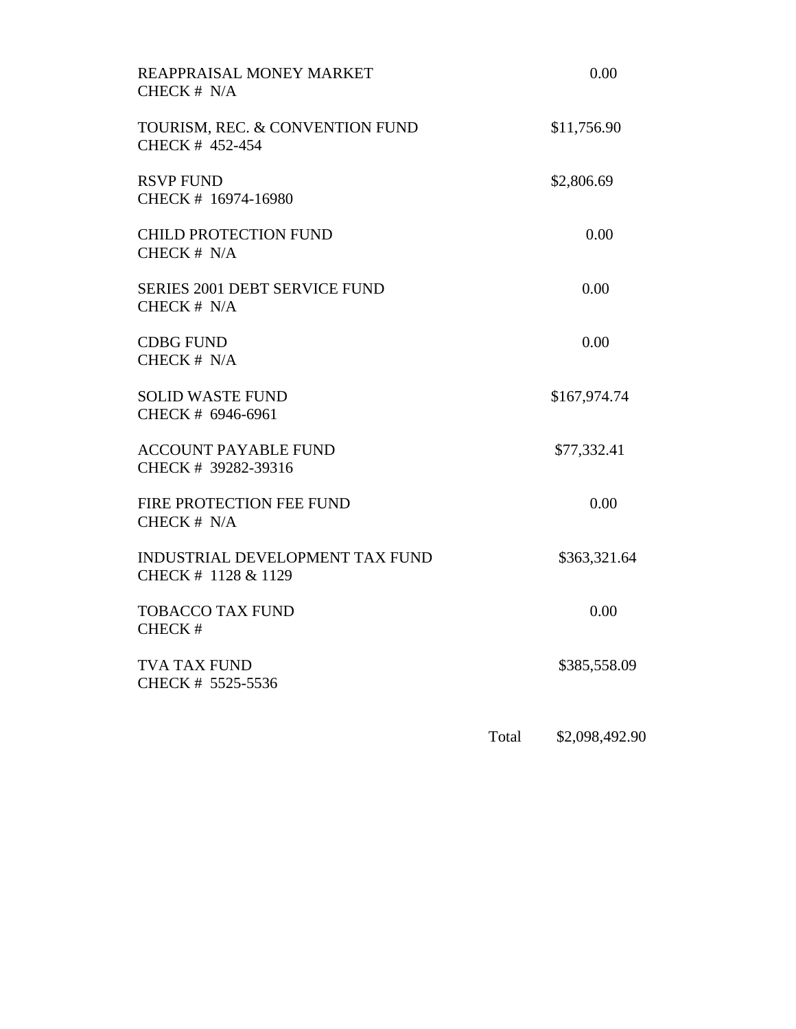REAPPRAISAL MONEY MARKET
CHECK # N/A
0.00

TOURISM, REC. & CONVENTION FUND
CHECK # 452-454
$11,756.90

RSVP FUND
CHECK # 16974-16980
$2,806.69

CHILD PROTECTION FUND
CHECK # N/A
0.00

SERIES 2001 DEBT SERVICE FUND
CHECK # N/A
0.00

CDBG FUND
CHECK # N/A
0.00

SOLID WASTE FUND
CHECK # 6946-6961
$167,974.74

ACCOUNT PAYABLE FUND
CHECK # 39282-39316
$77,332.41

FIRE PROTECTION FEE FUND
CHECK # N/A
0.00

INDUSTRIAL DEVELOPMENT TAX FUND
CHECK # 1128 & 1129
$363,321.64

TOBACCO TAX FUND
CHECK #
0.00

TVA TAX FUND
CHECK # 5525-5536
$385,558.09

Total $2,098,492.90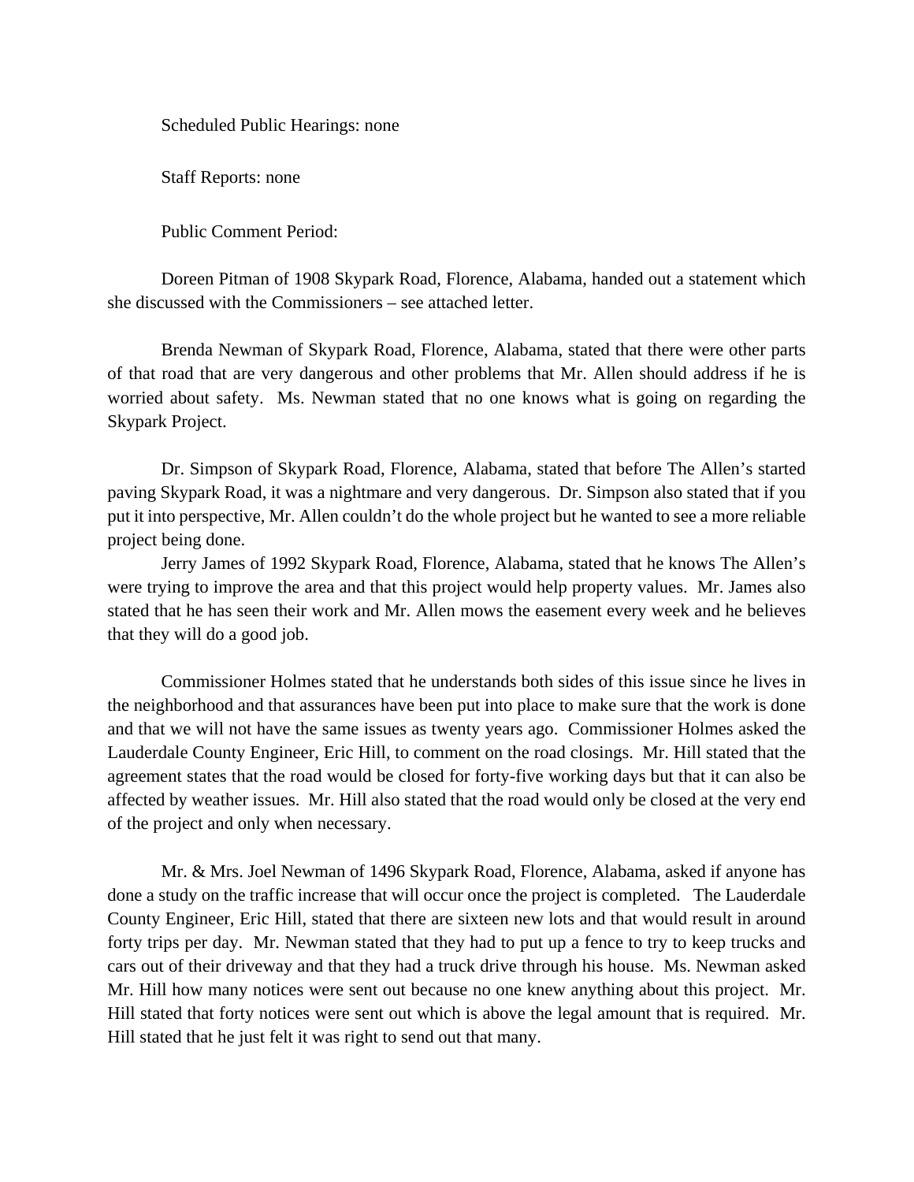Scheduled Public Hearings: none

Staff Reports: none

Public Comment Period:

Doreen Pitman of 1908 Skypark Road, Florence, Alabama, handed out a statement which she discussed with the Commissioners – see attached letter.

Brenda Newman of Skypark Road, Florence, Alabama, stated that there were other parts of that road that are very dangerous and other problems that Mr. Allen should address if he is worried about safety. Ms. Newman stated that no one knows what is going on regarding the Skypark Project.

Dr. Simpson of Skypark Road, Florence, Alabama, stated that before The Allen's started paving Skypark Road, it was a nightmare and very dangerous. Dr. Simpson also stated that if you put it into perspective, Mr. Allen couldn't do the whole project but he wanted to see a more reliable project being done.

Jerry James of 1992 Skypark Road, Florence, Alabama, stated that he knows The Allen's were trying to improve the area and that this project would help property values. Mr. James also stated that he has seen their work and Mr. Allen mows the easement every week and he believes that they will do a good job.

Commissioner Holmes stated that he understands both sides of this issue since he lives in the neighborhood and that assurances have been put into place to make sure that the work is done and that we will not have the same issues as twenty years ago. Commissioner Holmes asked the Lauderdale County Engineer, Eric Hill, to comment on the road closings. Mr. Hill stated that the agreement states that the road would be closed for forty-five working days but that it can also be affected by weather issues. Mr. Hill also stated that the road would only be closed at the very end of the project and only when necessary.

Mr. & Mrs. Joel Newman of 1496 Skypark Road, Florence, Alabama, asked if anyone has done a study on the traffic increase that will occur once the project is completed. The Lauderdale County Engineer, Eric Hill, stated that there are sixteen new lots and that would result in around forty trips per day. Mr. Newman stated that they had to put up a fence to try to keep trucks and cars out of their driveway and that they had a truck drive through his house. Ms. Newman asked Mr. Hill how many notices were sent out because no one knew anything about this project. Mr. Hill stated that forty notices were sent out which is above the legal amount that is required. Mr. Hill stated that he just felt it was right to send out that many.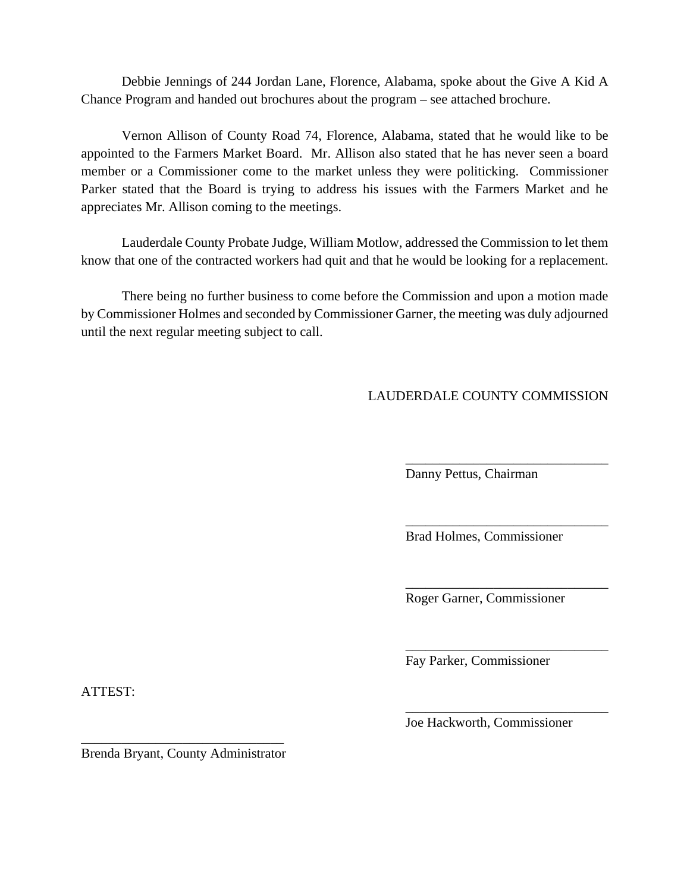Debbie Jennings of 244 Jordan Lane, Florence, Alabama, spoke about the Give A Kid A Chance Program and handed out brochures about the program – see attached brochure.

Vernon Allison of County Road 74, Florence, Alabama, stated that he would like to be appointed to the Farmers Market Board. Mr. Allison also stated that he has never seen a board member or a Commissioner come to the market unless they were politicking. Commissioner Parker stated that the Board is trying to address his issues with the Farmers Market and he appreciates Mr. Allison coming to the meetings.

Lauderdale County Probate Judge, William Motlow, addressed the Commission to let them know that one of the contracted workers had quit and that he would be looking for a replacement.

There being no further business to come before the Commission and upon a motion made by Commissioner Holmes and seconded by Commissioner Garner, the meeting was duly adjourned until the next regular meeting subject to call.

LAUDERDALE COUNTY COMMISSION

______________________________
Danny Pettus, Chairman

______________________________
Brad Holmes, Commissioner

______________________________
Roger Garner, Commissioner

______________________________
Fay Parker, Commissioner

______________________________
Joe Hackworth, Commissioner

ATTEST:

______________________________
Brenda Bryant, County Administrator